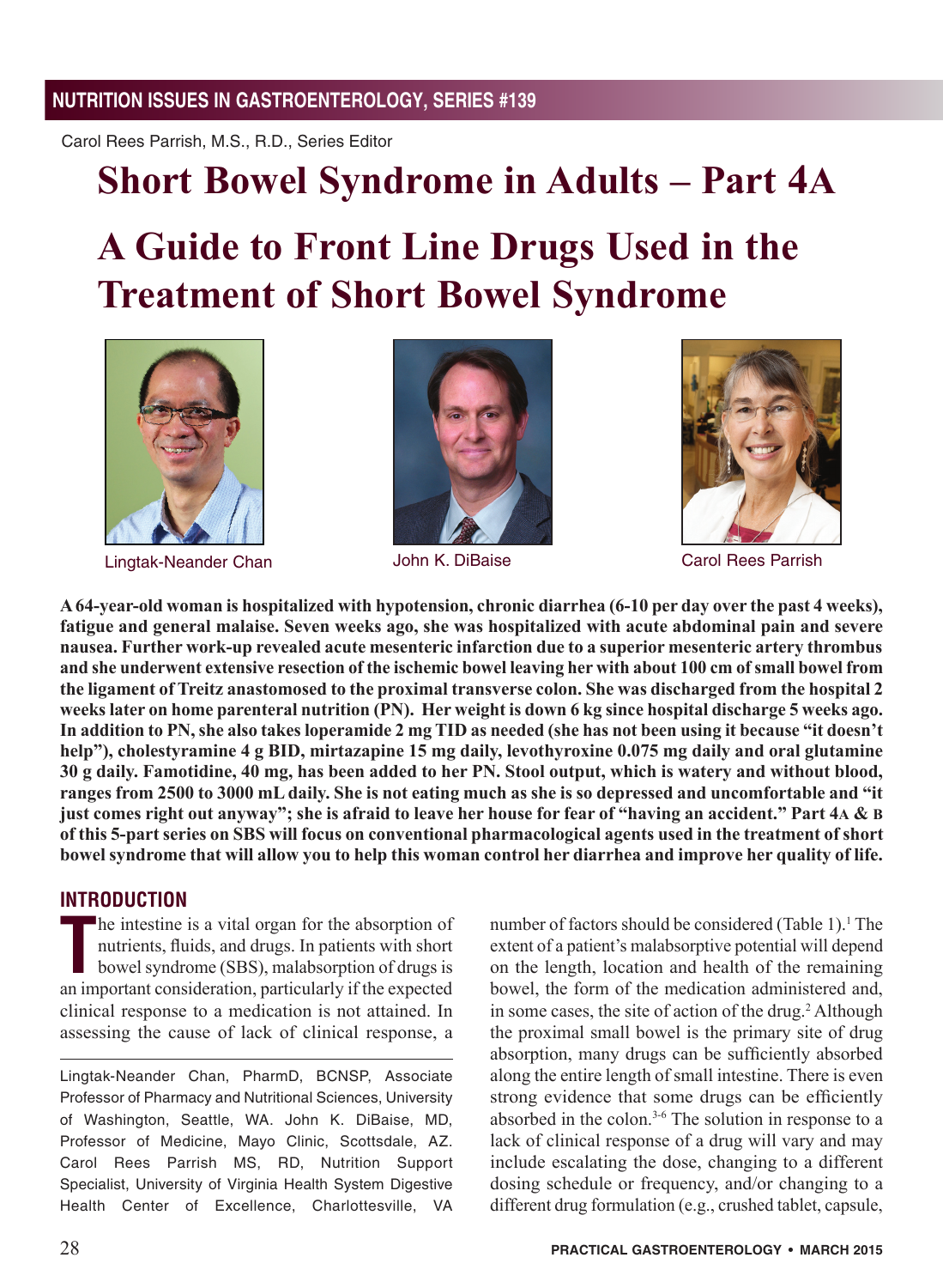NUTRITION ISSUES IN GASTROENTEROLOGY, SERIES #139

Carol Rees Parrish, M.S., R.D., Series Editor

# Short Bowel Syndrome in Adults – Part 4A

# A Guide to Front Line Drugs Used in the Treatment of Short Bowel Syndrome

Lingtak-Neander Chan

John K. DiBaise

Carol Rees Parrish

**A 64-year-old woman is hospitalized with hypotension, chronic diarrhea (6-10 per day over the past 4 weeks), fatigue and general malaise. Seven weeks ago, she was hospitalized with acute abdominal pain and severe nausea. Further work-up revealed acute mesenteric infarction due to a superior mesenteric artery thrombus and she underwent extensive resection of the ischemic bowel leaving her with about 100 cm of small bowel from the ligament of Treitz anastomosed to the proximal transverse colon. She was discharged from the hospital 2 weeks later on home parenteral nutrition (PN). Her weight is down 6 kg since hospital discharge 5 weeks ago. In addition to PN, she also takes loperamide 2 mg TID as needed (she has not been using it because "it doesn't help"), cholestyramine 4 g BID, mirtazapine 15 mg daily, levothyroxine 0.075 mg daily and oral glutamine 30 g daily. Famotidine, 40 mg, has been added to her PN. Stool output, which is watery and without blood, ranges from 2500 to 3000 mL daily. She is not eating much as she is so depressed and uncomfortable and "it just comes right out anyway"; she is afraid to leave her house for fear of "having an accident." Part 4A & B of this 5-part series on SBS will focus on conventional pharmacological agents used in the treatment of short bowel syndrome that will allow you to help this woman control her diarrhea and improve her quality of life.**

## INTRODUCTION

The intestine is a vital organ for the absorption of nutrients, fluids, and drugs. In patients with short bowel syndrome (SBS), malabsorption of drugs is an important consideration, particularly if the expected clinical response to a medication is not attained. In assessing the cause of lack of clinical response, a number of factors should be considered (Table 1).[1] The extent of a patient's malabsorptive potential will depend on the length, location and health of the remaining bowel, the form of the medication administered and, in some cases, the site of action of the drug.[2] Although the proximal small bowel is the primary site of drug absorption, many drugs can be sufficiently absorbed along the entire length of small intestine. There is even strong evidence that some drugs can be efficiently absorbed in the colon.[3-6] The solution in response to a lack of clinical response of a drug will vary and may include escalating the dose, changing to a different dosing schedule or frequency, and/or changing to a different drug formulation (e.g., crushed tablet, capsule,

Lingtak-Neander Chan, PharmD, BCNSP, Associate Professor of Pharmacy and Nutritional Sciences, University of Washington, Seattle, WA. John K. DiBaise, MD, Professor of Medicine, Mayo Clinic, Scottsdale, AZ. Carol Rees Parrish MS, RD, Nutrition Support Specialist, University of Virginia Health System Digestive Health Center of Excellence, Charlottesville, VA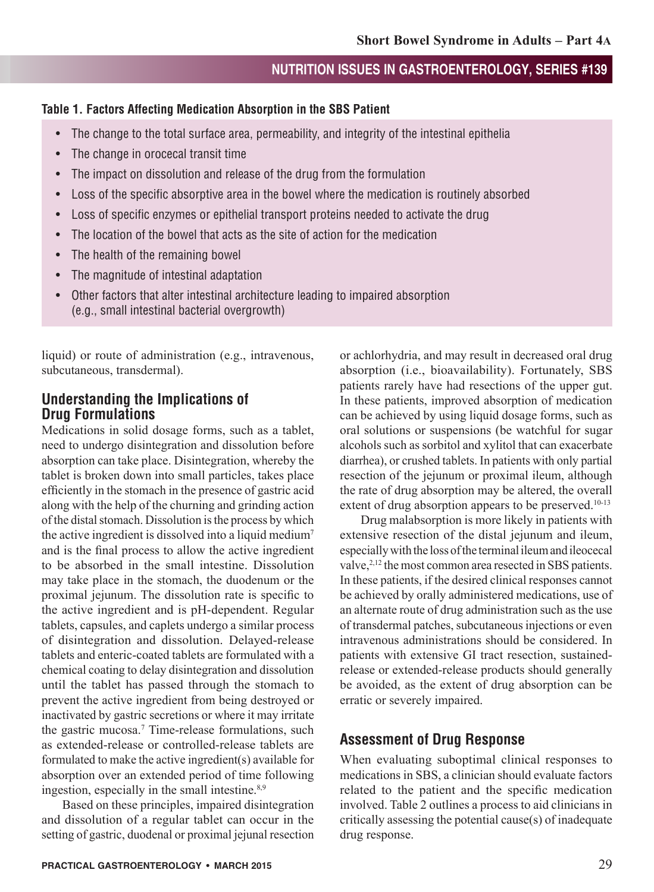**Table 1. Factors Affecting Medication Absorption in the SBS Patient**

- The change to the total surface area, permeability, and integrity of the intestinal epithelia
- The change in orocecal transit time
- The impact on dissolution and release of the drug from the formulation
- Loss of the specific absorptive area in the bowel where the medication is routinely absorbed
- Loss of specific enzymes or epithelial transport proteins needed to activate the drug
- The location of the bowel that acts as the site of action for the medication
- The health of the remaining bowel
- The magnitude of intestinal adaptation
- Other factors that alter intestinal architecture leading to impaired absorption (e.g., small intestinal bacterial overgrowth)

liquid) or route of administration (e.g., intravenous, subcutaneous, transdermal).

## Understanding the Implications of Drug Formulations

Medications in solid dosage forms, such as a tablet, need to undergo disintegration and dissolution before absorption can take place. Disintegration, whereby the tablet is broken down into small particles, takes place efficiently in the stomach in the presence of gastric acid along with the help of the churning and grinding action of the distal stomach. Dissolution is the process by which the active ingredient is dissolved into a liquid medium[7] and is the final process to allow the active ingredient to be absorbed in the small intestine. Dissolution may take place in the stomach, the duodenum or the proximal jejunum. The dissolution rate is specific to the active ingredient and is pH-dependent. Regular tablets, capsules, and caplets undergo a similar process of disintegration and dissolution. Delayed-release tablets and enteric-coated tablets are formulated with a chemical coating to delay disintegration and dissolution until the tablet has passed through the stomach to prevent the active ingredient from being destroyed or inactivated by gastric secretions or where it may irritate the gastric mucosa.[7] Time-release formulations, such as extended-release or controlled-release tablets are formulated to make the active ingredient(s) available for absorption over an extended period of time following ingestion, especially in the small intestine.[8,9]

Based on these principles, impaired disintegration and dissolution of a regular tablet can occur in the setting of gastric, duodenal or proximal jejunal resection or achlorhydria, and may result in decreased oral drug absorption (i.e., bioavailability). Fortunately, SBS patients rarely have had resections of the upper gut. In these patients, improved absorption of medication can be achieved by using liquid dosage forms, such as oral solutions or suspensions (be watchful for sugar alcohols such as sorbitol and xylitol that can exacerbate diarrhea), or crushed tablets. In patients with only partial resection of the jejunum or proximal ileum, although the rate of drug absorption may be altered, the overall extent of drug absorption appears to be preserved.[10-13]

Drug malabsorption is more likely in patients with extensive resection of the distal jejunum and ileum, especially with the loss of the terminal ileum and ileocecal valve,[2,12] the most common area resected in SBS patients. In these patients, if the desired clinical responses cannot be achieved by orally administered medications, use of an alternate route of drug administration such as the use of transdermal patches, subcutaneous injections or even intravenous administrations should be considered. In patients with extensive GI tract resection, sustained-release or extended-release products should generally be avoided, as the extent of drug absorption can be erratic or severely impaired.

## Assessment of Drug Response

When evaluating suboptimal clinical responses to medications in SBS, a clinician should evaluate factors related to the patient and the specific medication involved. Table 2 outlines a process to aid clinicians in critically assessing the potential cause(s) of inadequate drug response.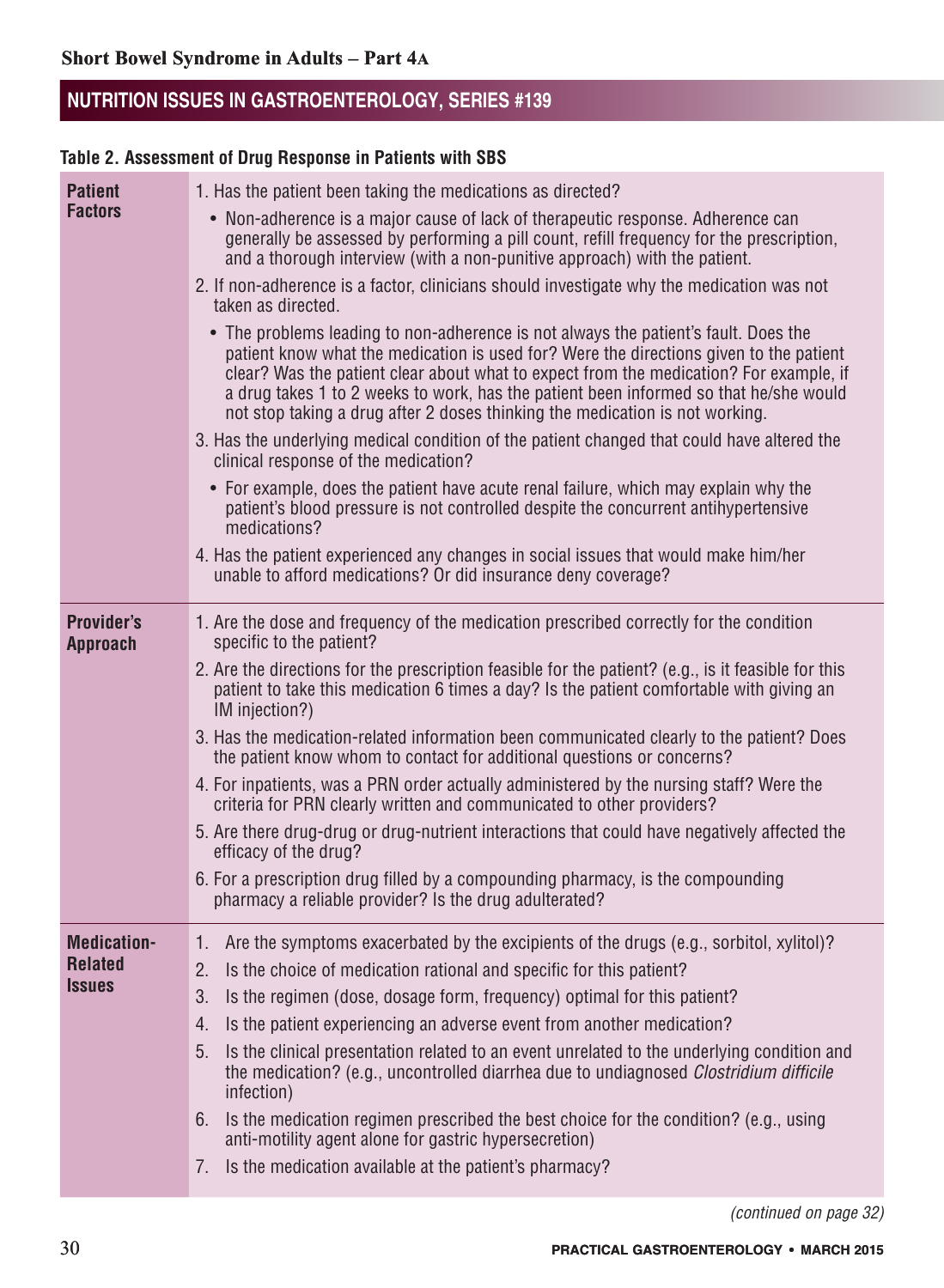**Table 2. Assessment of Drug Response in Patients with SBS**

| | |
|---|---|
| **Patient Factors** | 1. Has the patient been taking the medications as directed?<br>• Non-adherence is a major cause of lack of therapeutic response. Adherence can generally be assessed by performing a pill count, refill frequency for the prescription, and a thorough interview (with a non-punitive approach) with the patient.<br>2. If non-adherence is a factor, clinicians should investigate why the medication was not taken as directed.<br>• The problems leading to non-adherence is not always the patient's fault. Does the patient know what the medication is used for? Were the directions given to the patient clear? Was the patient clear about what to expect from the medication? For example, if a drug takes 1 to 2 weeks to work, has the patient been informed so that he/she would not stop taking a drug after 2 doses thinking the medication is not working.<br>3. Has the underlying medical condition of the patient changed that could have altered the clinical response of the medication?<br>• For example, does the patient have acute renal failure, which may explain why the patient's blood pressure is not controlled despite the concurrent antihypertensive medications?<br>4. Has the patient experienced any changes in social issues that would make him/her unable to afford medications? Or did insurance deny coverage? |
| **Provider's Approach** | 1. Are the dose and frequency of the medication prescribed correctly for the condition specific to the patient?<br>2. Are the directions for the prescription feasible for the patient? (e.g., is it feasible for this patient to take this medication 6 times a day? Is the patient comfortable with giving an IM injection?)<br>3. Has the medication-related information been communicated clearly to the patient? Does the patient know whom to contact for additional questions or concerns?<br>4. For inpatients, was a PRN order actually administered by the nursing staff? Were the criteria for PRN clearly written and communicated to other providers?<br>5. Are there drug-drug or drug-nutrient interactions that could have negatively affected the efficacy of the drug?<br>6. For a prescription drug filled by a compounding pharmacy, is the compounding pharmacy a reliable provider? Is the drug adulterated? |
| **Medication-Related Issues** | 1. Are the symptoms exacerbated by the excipients of the drugs (e.g., sorbitol, xylitol)?<br>2. Is the choice of medication rational and specific for this patient?<br>3. Is the regimen (dose, dosage form, frequency) optimal for this patient?<br>4. Is the patient experiencing an adverse event from another medication?<br>5. Is the clinical presentation related to an event unrelated to the underlying condition and the medication? (e.g., uncontrolled diarrhea due to undiagnosed *Clostridium difficile* infection)<br>6. Is the medication regimen prescribed the best choice for the condition? (e.g., using anti-motility agent alone for gastric hypersecretion)<br>7. Is the medication available at the patient's pharmacy? |

*(continued on page 32)*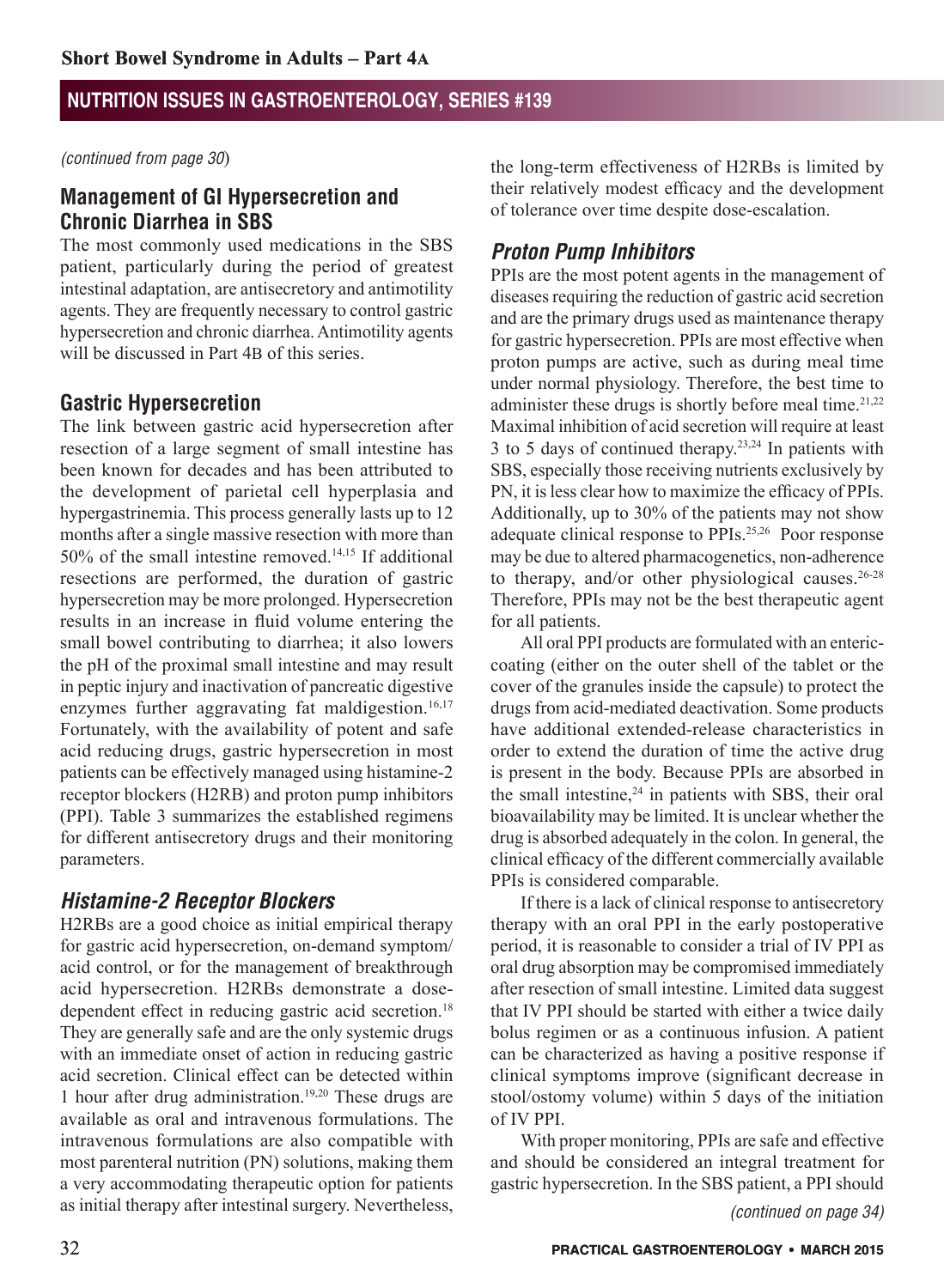*(continued from page 30)*

## Management of GI Hypersecretion and Chronic Diarrhea in SBS

The most commonly used medications in the SBS patient, particularly during the period of greatest intestinal adaptation, are antisecretory and antimotility agents. They are frequently necessary to control gastric hypersecretion and chronic diarrhea. Antimotility agents will be discussed in Part 4B of this series.

## Gastric Hypersecretion

The link between gastric acid hypersecretion after resection of a large segment of small intestine has been known for decades and has been attributed to the development of parietal cell hyperplasia and hypergastrinemia. This process generally lasts up to 12 months after a single massive resection with more than 50% of the small intestine removed.[14,15] If additional resections are performed, the duration of gastric hypersecretion may be more prolonged. Hypersecretion results in an increase in fluid volume entering the small bowel contributing to diarrhea; it also lowers the pH of the proximal small intestine and may result in peptic injury and inactivation of pancreatic digestive enzymes further aggravating fat maldigestion.[16,17] Fortunately, with the availability of potent and safe acid reducing drugs, gastric hypersecretion in most patients can be effectively managed using histamine-2 receptor blockers (H2RB) and proton pump inhibitors (PPI). Table 3 summarizes the established regimens for different antisecretory drugs and their monitoring parameters.

### *Histamine-2 Receptor Blockers*

H2RBs are a good choice as initial empirical therapy for gastric acid hypersecretion, on-demand symptom/acid control, or for the management of breakthrough acid hypersecretion. H2RBs demonstrate a dose-dependent effect in reducing gastric acid secretion.[18] They are generally safe and are the only systemic drugs with an immediate onset of action in reducing gastric acid secretion. Clinical effect can be detected within 1 hour after drug administration.[19,20] These drugs are available as oral and intravenous formulations. The intravenous formulations are also compatible with most parenteral nutrition (PN) solutions, making them a very accommodating therapeutic option for patients as initial therapy after intestinal surgery. Nevertheless, the long-term effectiveness of H2RBs is limited by their relatively modest efficacy and the development of tolerance over time despite dose-escalation.

### *Proton Pump Inhibitors*

PPIs are the most potent agents in the management of diseases requiring the reduction of gastric acid secretion and are the primary drugs used as maintenance therapy for gastric hypersecretion. PPIs are most effective when proton pumps are active, such as during meal time under normal physiology. Therefore, the best time to administer these drugs is shortly before meal time.[21,22] Maximal inhibition of acid secretion will require at least 3 to 5 days of continued therapy.[23,24] In patients with SBS, especially those receiving nutrients exclusively by PN, it is less clear how to maximize the efficacy of PPIs. Additionally, up to 30% of the patients may not show adequate clinical response to PPIs.[25,26] Poor response may be due to altered pharmacogenetics, non-adherence to therapy, and/or other physiological causes.[26-28] Therefore, PPIs may not be the best therapeutic agent for all patients.

All oral PPI products are formulated with an enteric-coating (either on the outer shell of the tablet or the cover of the granules inside the capsule) to protect the drugs from acid-mediated deactivation. Some products have additional extended-release characteristics in order to extend the duration of time the active drug is present in the body. Because PPIs are absorbed in the small intestine,[24] in patients with SBS, their oral bioavailability may be limited. It is unclear whether the drug is absorbed adequately in the colon. In general, the clinical efficacy of the different commercially available PPIs is considered comparable.

If there is a lack of clinical response to antisecretory therapy with an oral PPI in the early postoperative period, it is reasonable to consider a trial of IV PPI as oral drug absorption may be compromised immediately after resection of small intestine. Limited data suggest that IV PPI should be started with either a twice daily bolus regimen or as a continuous infusion. A patient can be characterized as having a positive response if clinical symptoms improve (significant decrease in stool/ostomy volume) within 5 days of the initiation of IV PPI.

With proper monitoring, PPIs are safe and effective and should be considered an integral treatment for gastric hypersecretion. In the SBS patient, a PPI should

*(continued on page 34)*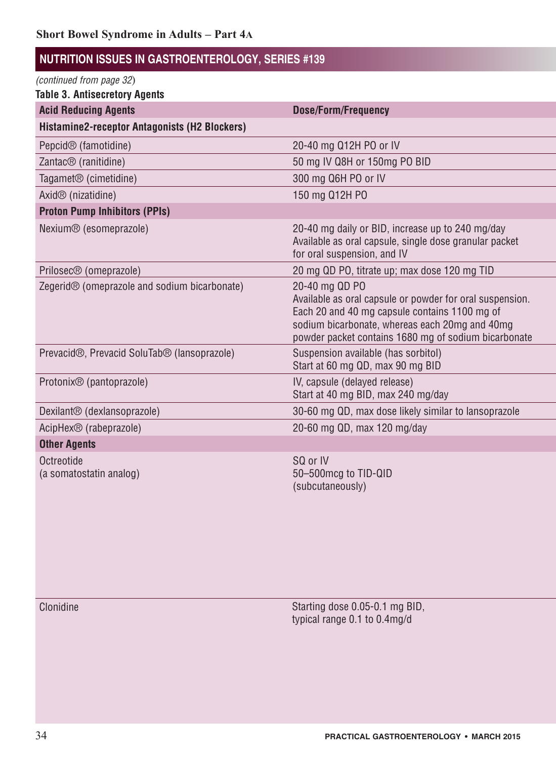*(continued from page 32)*

**Table 3. Antisecretory Agents**

| Acid Reducing Agents | Dose/Form/Frequency |
|---|---|
| **Histamine2-receptor Antagonists (H2 Blockers)** | |
| Pepcid® (famotidine) | 20-40 mg Q12H PO or IV |
| Zantac® (ranitidine) | 50 mg IV Q8H or 150mg PO BID |
| Tagamet® (cimetidine) | 300 mg Q6H PO or IV |
| Axid® (nizatidine) | 150 mg Q12H PO |
| **Proton Pump Inhibitors (PPIs)** | |
| Nexium® (esomeprazole) | 20-40 mg daily or BID, increase up to 240 mg/day<br>Available as oral capsule, single dose granular packet for oral suspension, and IV |
| Prilosec® (omeprazole) | 20 mg QD PO, titrate up; max dose 120 mg TID |
| Zegerid® (omeprazole and sodium bicarbonate) | 20-40 mg QD PO<br>Available as oral capsule or powder for oral suspension. Each 20 and 40 mg capsule contains 1100 mg of sodium bicarbonate, whereas each 20mg and 40mg powder packet contains 1680 mg of sodium bicarbonate |
| Prevacid®, Prevacid SoluTab® (lansoprazole) | Suspension available (has sorbitol)<br>Start at 60 mg QD, max 90 mg BID |
| Protonix® (pantoprazole) | IV, capsule (delayed release)<br>Start at 40 mg BID, max 240 mg/day |
| Dexilant® (dexlansoprazole) | 30-60 mg QD, max dose likely similar to lansoprazole |
| AcipHex® (rabeprazole) | 20-60 mg QD, max 120 mg/day |
| **Other Agents** | |
| Octreotide<br>(a somatostatin analog) | SQ or IV<br>50–500mcg to TID-QID<br>(subcutaneously) |
| Clonidine | Starting dose 0.05-0.1 mg BID,<br>typical range 0.1 to 0.4mg/d |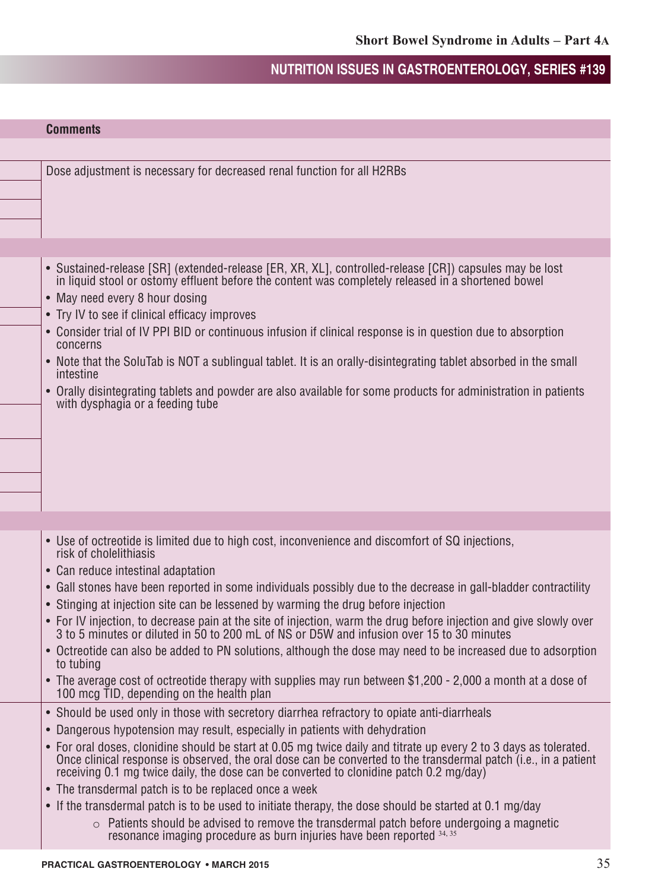| | Comments |
|---|---|
| | |
| | Dose adjustment is necessary for decreased renal function for all H2RBs |
| | |
| | • Sustained-release [SR] (extended-release [ER, XR, XL], controlled-release [CR]) capsules may be lost in liquid stool or ostomy effluent before the content was completely released in a shortened bowel<br>• May need every 8 hour dosing<br>• Try IV to see if clinical efficacy improves<br>• Consider trial of IV PPI BID or continuous infusion if clinical response is in question due to absorption concerns<br>• Note that the SoluTab is NOT a sublingual tablet. It is an orally-disintegrating tablet absorbed in the small intestine<br>• Orally disintegrating tablets and powder are also available for some products for administration in patients with dysphagia or a feeding tube |
| | |
| | • Use of octreotide is limited due to high cost, inconvenience and discomfort of SQ injections, risk of cholelithiasis<br>• Can reduce intestinal adaptation<br>• Gall stones have been reported in some individuals possibly due to the decrease in gall-bladder contractility<br>• Stinging at injection site can be lessened by warming the drug before injection<br>• For IV injection, to decrease pain at the site of injection, warm the drug before injection and give slowly over 3 to 5 minutes or diluted in 50 to 200 mL of NS or D5W and infusion over 15 to 30 minutes<br>• Octreotide can also be added to PN solutions, although the dose may need to be increased due to adsorption to tubing<br>• The average cost of octreotide therapy with supplies may run between \$1,200 - 2,000 a month at a dose of 100 mcg TID, depending on the health plan |
| | • Should be used only in those with secretory diarrhea refractory to opiate anti-diarrheals<br>• Dangerous hypotension may result, especially in patients with dehydration<br>• For oral doses, clonidine should be start at 0.05 mg twice daily and titrate up every 2 to 3 days as tolerated. Once clinical response is observed, the oral dose can be converted to the transdermal patch (i.e., in a patient receiving 0.1 mg twice daily, the dose can be converted to clonidine patch 0.2 mg/day)<br>• The transdermal patch is to be replaced once a week<br>• If the transdermal patch is to be used to initiate therapy, the dose should be started at 0.1 mg/day<br>○ Patients should be advised to remove the transdermal patch before undergoing a magnetic resonance imaging procedure as burn injuries have been reported [34, 35] |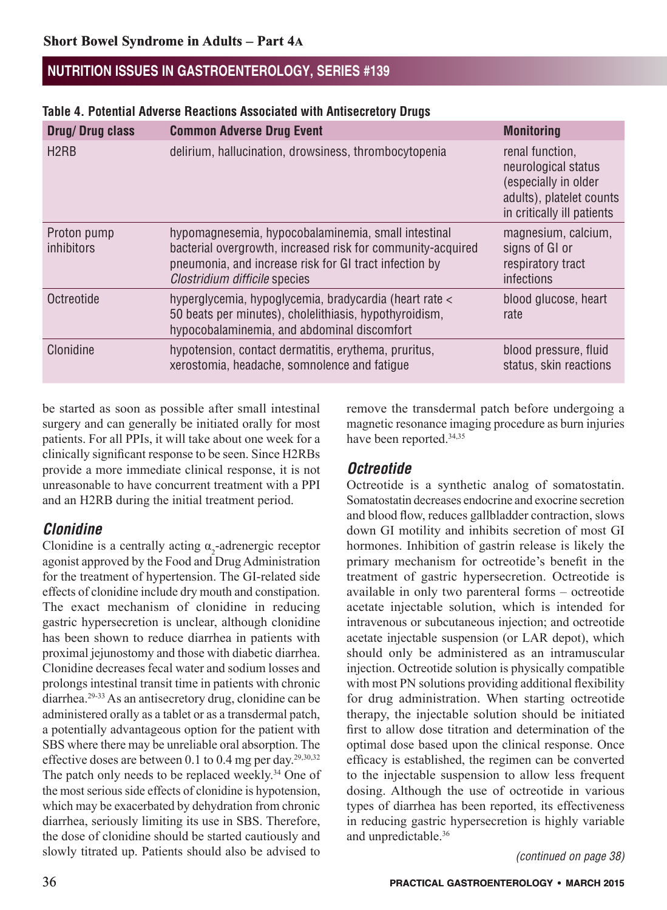**Table 4. Potential Adverse Reactions Associated with Antisecretory Drugs**

| Drug/ Drug class | Common Adverse Drug Event | Monitoring |
|---|---|---|
| H2RB | delirium, hallucination, drowsiness, thrombocytopenia | renal function, neurological status (especially in older adults), platelet counts in critically ill patients |
| Proton pump inhibitors | hypomagnesemia, hypocobalaminemia, small intestinal bacterial overgrowth, increased risk for community-acquired pneumonia, and increase risk for GI tract infection by *Clostridium difficile* species | magnesium, calcium, signs of GI or respiratory tract infections |
| Octreotide | hyperglycemia, hypoglycemia, bradycardia (heart rate < 50 beats per minutes), cholelithiasis, hypothyroidism, hypocobalaminemia, and abdominal discomfort | blood glucose, heart rate |
| Clonidine | hypotension, contact dermatitis, erythema, pruritus, xerostomia, headache, somnolence and fatigue | blood pressure, fluid status, skin reactions |

be started as soon as possible after small intestinal surgery and can generally be initiated orally for most patients. For all PPIs, it will take about one week for a clinically significant response to be seen. Since H2RBs provide a more immediate clinical response, it is not unreasonable to have concurrent treatment with a PPI and an H2RB during the initial treatment period.

## *Clonidine*

Clonidine is a centrally acting $\alpha_2$-adrenergic receptor agonist approved by the Food and Drug Administration for the treatment of hypertension. The GI-related side effects of clonidine include dry mouth and constipation. The exact mechanism of clonidine in reducing gastric hypersecretion is unclear, although clonidine has been shown to reduce diarrhea in patients with proximal jejunostomy and those with diabetic diarrhea. Clonidine decreases fecal water and sodium losses and prolongs intestinal transit time in patients with chronic diarrhea.[29-33] As an antisecretory drug, clonidine can be administered orally as a tablet or as a transdermal patch, a potentially advantageous option for the patient with SBS where there may be unreliable oral absorption. The effective doses are between 0.1 to 0.4 mg per day.[29,30,32] The patch only needs to be replaced weekly.[34] One of the most serious side effects of clonidine is hypotension, which may be exacerbated by dehydration from chronic diarrhea, seriously limiting its use in SBS. Therefore, the dose of clonidine should be started cautiously and slowly titrated up. Patients should also be advised to remove the transdermal patch before undergoing a magnetic resonance imaging procedure as burn injuries have been reported.[34,35]

## *Octreotide*

Octreotide is a synthetic analog of somatostatin. Somatostatin decreases endocrine and exocrine secretion and blood flow, reduces gallbladder contraction, slows down GI motility and inhibits secretion of most GI hormones. Inhibition of gastrin release is likely the primary mechanism for octreotide's benefit in the treatment of gastric hypersecretion. Octreotide is available in only two parenteral forms – octreotide acetate injectable solution, which is intended for intravenous or subcutaneous injection; and octreotide acetate injectable suspension (or LAR depot), which should only be administered as an intramuscular injection. Octreotide solution is physically compatible with most PN solutions providing additional flexibility for drug administration. When starting octreotide therapy, the injectable solution should be initiated first to allow dose titration and determination of the optimal dose based upon the clinical response. Once efficacy is established, the regimen can be converted to the injectable suspension to allow less frequent dosing. Although the use of octreotide in various types of diarrhea has been reported, its effectiveness in reducing gastric hypersecretion is highly variable and unpredictable.[36]

*(continued on page 38)*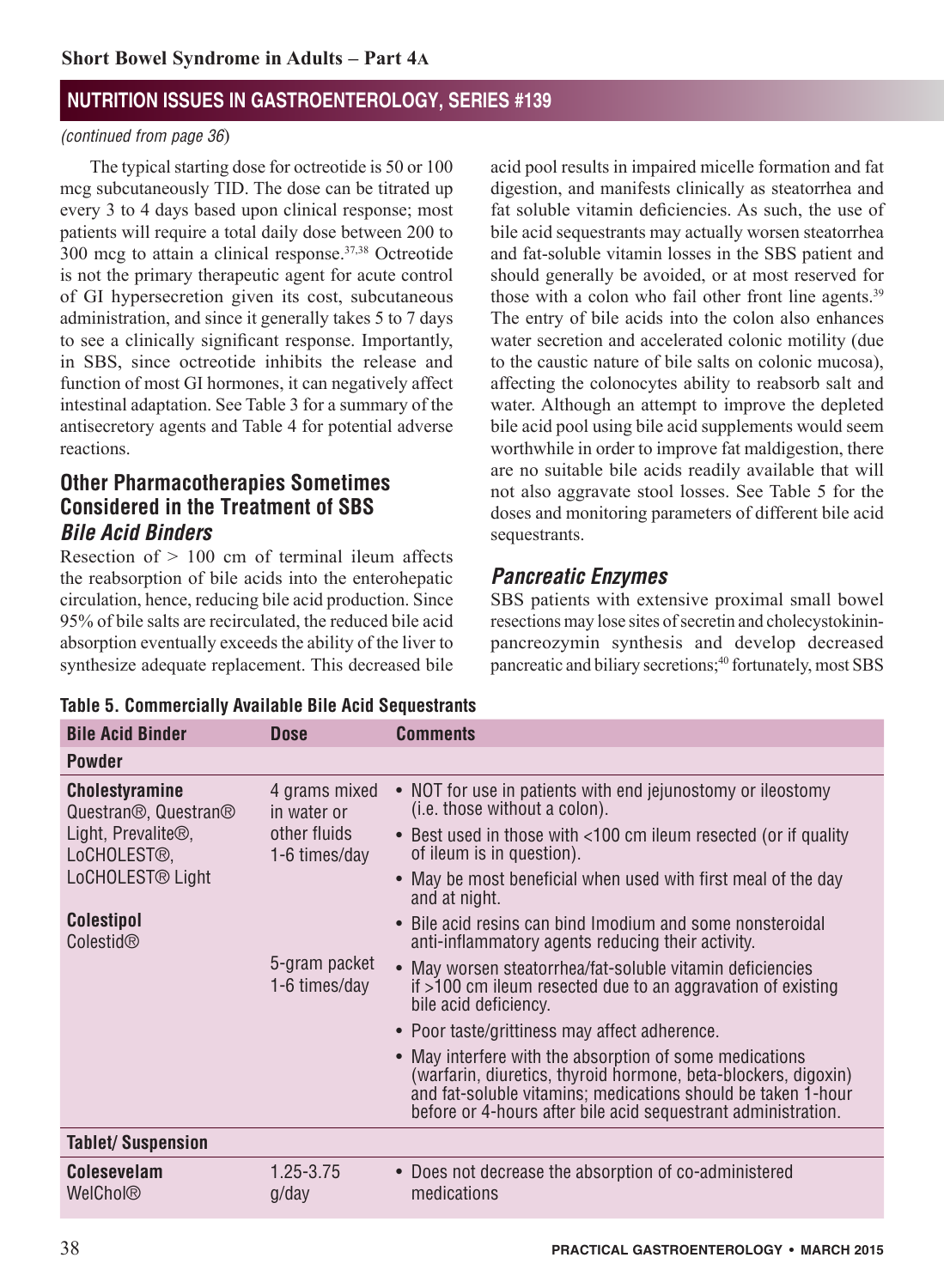(continued from page 36)

The typical starting dose for octreotide is 50 or 100 mcg subcutaneously TID. The dose can be titrated up every 3 to 4 days based upon clinical response; most patients will require a total daily dose between 200 to 300 mcg to attain a clinical response.[37,38] Octreotide is not the primary therapeutic agent for acute control of GI hypersecretion given its cost, subcutaneous administration, and since it generally takes 5 to 7 days to see a clinically significant response. Importantly, in SBS, since octreotide inhibits the release and function of most GI hormones, it can negatively affect intestinal adaptation. See Table 3 for a summary of the antisecretory agents and Table 4 for potential adverse reactions.

## Other Pharmacotherapies Sometimes Considered in the Treatment of SBS

### *Bile Acid Binders*

Resection of > 100 cm of terminal ileum affects the reabsorption of bile acids into the enterohepatic circulation, hence, reducing bile acid production. Since 95% of bile salts are recirculated, the reduced bile acid absorption eventually exceeds the ability of the liver to synthesize adequate replacement. This decreased bile acid pool results in impaired micelle formation and fat digestion, and manifests clinically as steatorrhea and fat soluble vitamin deficiencies. As such, the use of bile acid sequestrants may actually worsen steatorrhea and fat-soluble vitamin losses in the SBS patient and should generally be avoided, or at most reserved for those with a colon who fail other front line agents.[39] The entry of bile acids into the colon also enhances water secretion and accelerated colonic motility (due to the caustic nature of bile salts on colonic mucosa), affecting the colonocytes ability to reabsorb salt and water. Although an attempt to improve the depleted bile acid pool using bile acid supplements would seem worthwhile in order to improve fat maldigestion, there are no suitable bile acids readily available that will not also aggravate stool losses. See Table 5 for the doses and monitoring parameters of different bile acid sequestrants.

### *Pancreatic Enzymes*

SBS patients with extensive proximal small bowel resections may lose sites of secretin and cholecystokinin-pancreozymin synthesis and develop decreased pancreatic and biliary secretions;[40] fortunately, most SBS

**Table 5. Commercially Available Bile Acid Sequestrants**

| Bile Acid Binder | Dose | Comments |
|---|---|---|
| **Powder** | | |
| **Cholestyramine** Questran®, Questran® Light, Prevalite®, LoCHOLEST®, LoCHOLEST® Light | 4 grams mixed in water or other fluids 1-6 times/day | • NOT for use in patients with end jejunostomy or ileostomy (i.e. those without a colon).<br>• Best used in those with <100 cm ileum resected (or if quality of ileum is in question).<br>• May be most beneficial when used with first meal of the day and at night.<br>• Bile acid resins can bind Imodium and some nonsteroidal anti-inflammatory agents reducing their activity.<br>• May worsen steatorrhea/fat-soluble vitamin deficiencies if >100 cm ileum resected due to an aggravation of existing bile acid deficiency.<br>• Poor taste/grittiness may affect adherence.<br>• May interfere with the absorption of some medications (warfarin, diuretics, thyroid hormone, beta-blockers, digoxin) and fat-soluble vitamins; medications should be taken 1-hour before or 4-hours after bile acid sequestrant administration. |
| **Colestipol** Colestid® | 5-gram packet 1-6 times/day | |
| **Tablet/ Suspension** | | |
| **Colesevelam** WelChol® | 1.25-3.75 g/day | • Does not decrease the absorption of co-administered medications |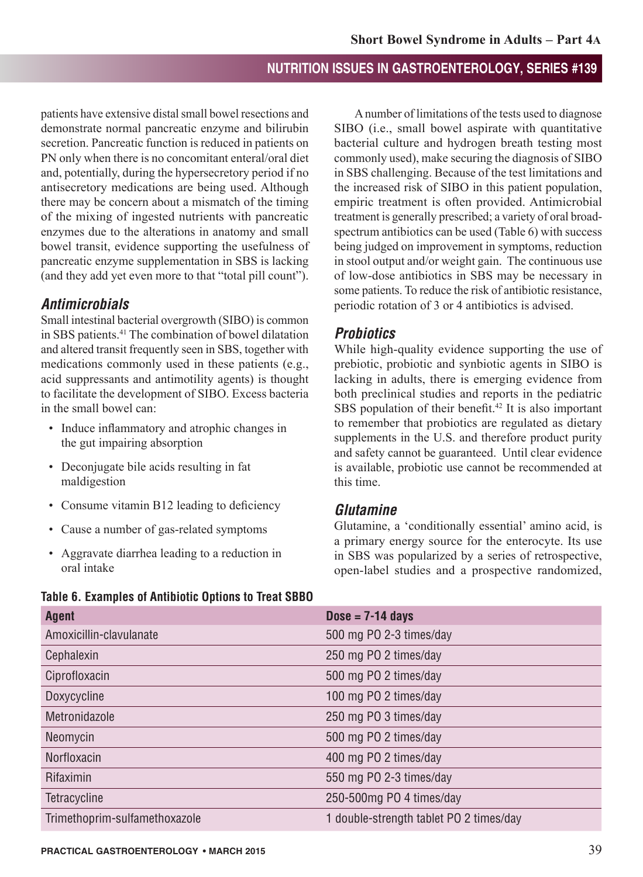patients have extensive distal small bowel resections and demonstrate normal pancreatic enzyme and bilirubin secretion. Pancreatic function is reduced in patients on PN only when there is no concomitant enteral/oral diet and, potentially, during the hypersecretory period if no antisecretory medications are being used. Although there may be concern about a mismatch of the timing of the mixing of ingested nutrients with pancreatic enzymes due to the alterations in anatomy and small bowel transit, evidence supporting the usefulness of pancreatic enzyme supplementation in SBS is lacking (and they add yet even more to that "total pill count").

### *Antimicrobials*

Small intestinal bacterial overgrowth (SIBO) is common in SBS patients.[41] The combination of bowel dilatation and altered transit frequently seen in SBS, together with medications commonly used in these patients (e.g., acid suppressants and antimotility agents) is thought to facilitate the development of SIBO. Excess bacteria in the small bowel can:

- Induce inflammatory and atrophic changes in the gut impairing absorption
- Deconjugate bile acids resulting in fat maldigestion
- Consume vitamin B12 leading to deficiency
- Cause a number of gas-related symptoms
- Aggravate diarrhea leading to a reduction in oral intake

A number of limitations of the tests used to diagnose SIBO (i.e., small bowel aspirate with quantitative bacterial culture and hydrogen breath testing most commonly used), make securing the diagnosis of SIBO in SBS challenging. Because of the test limitations and the increased risk of SIBO in this patient population, empiric treatment is often provided. Antimicrobial treatment is generally prescribed; a variety of oral broad-spectrum antibiotics can be used (Table 6) with success being judged on improvement in symptoms, reduction in stool output and/or weight gain. The continuous use of low-dose antibiotics in SBS may be necessary in some patients. To reduce the risk of antibiotic resistance, periodic rotation of 3 or 4 antibiotics is advised.

### *Probiotics*

While high-quality evidence supporting the use of prebiotic, probiotic and synbiotic agents in SIBO is lacking in adults, there is emerging evidence from both preclinical studies and reports in the pediatric SBS population of their benefit.[42] It is also important to remember that probiotics are regulated as dietary supplements in the U.S. and therefore product purity and safety cannot be guaranteed. Until clear evidence is available, probiotic use cannot be recommended at this time.

### *Glutamine*

Glutamine, a 'conditionally essential' amino acid, is a primary energy source for the enterocyte. Its use in SBS was popularized by a series of retrospective, open-label studies and a prospective randomized,

**Table 6. Examples of Antibiotic Options to Treat SBBO**

| Agent | Dose = 7-14 days |
|---|---|
| Amoxicillin-clavulanate | 500 mg PO 2-3 times/day |
| Cephalexin | 250 mg PO 2 times/day |
| Ciprofloxacin | 500 mg PO 2 times/day |
| Doxycycline | 100 mg PO 2 times/day |
| Metronidazole | 250 mg PO 3 times/day |
| Neomycin | 500 mg PO 2 times/day |
| Norfloxacin | 400 mg PO 2 times/day |
| Rifaximin | 550 mg PO 2-3 times/day |
| Tetracycline | 250-500mg PO 4 times/day |
| Trimethoprim-sulfamethoxazole | 1 double-strength tablet PO 2 times/day |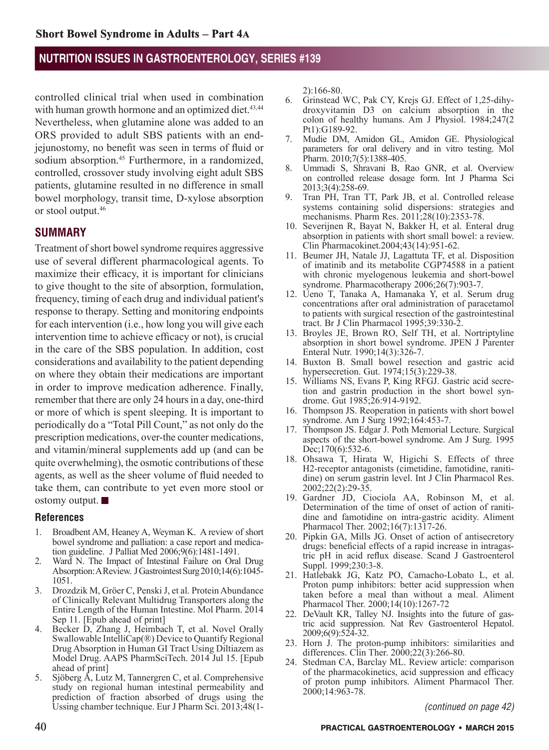controlled clinical trial when used in combination with human growth hormone and an optimized diet.[43,44] Nevertheless, when glutamine alone was added to an ORS provided to adult SBS patients with an end-jejunostomy, no benefit was seen in terms of fluid or sodium absorption.[45] Furthermore, in a randomized, controlled, crossover study involving eight adult SBS patients, glutamine resulted in no difference in small bowel morphology, transit time, D-xylose absorption or stool output.[46]

## SUMMARY

Treatment of short bowel syndrome requires aggressive use of several different pharmacological agents. To maximize their efficacy, it is important for clinicians to give thought to the site of absorption, formulation, frequency, timing of each drug and individual patient's response to therapy. Setting and monitoring endpoints for each intervention (i.e., how long you will give each intervention time to achieve efficacy or not), is crucial in the care of the SBS population. In addition, cost considerations and availability to the patient depending on where they obtain their medications are important in order to improve medication adherence. Finally, remember that there are only 24 hours in a day, one-third or more of which is spent sleeping. It is important to periodically do a "Total Pill Count," as not only do the prescription medications, over-the counter medications, and vitamin/mineral supplements add up (and can be quite overwhelming), the osmotic contributions of these agents, as well as the sheer volume of fluid needed to take them, can contribute to yet even more stool or ostomy output. ■

### References

1. Broadbent AM, Heaney A, Weyman K. A review of short bowel syndrome and palliation: a case report and medication guideline. J Palliat Med 2006;9(6):1481-1491.
2. Ward N. The Impact of Intestinal Failure on Oral Drug Absorption: A Review. J Gastrointest Surg 2010;14(6):1045-1051.
3. Drozdzik M, Gröer C, Penski J, et al. Protein Abundance of Clinically Relevant Multidrug Transporters along the Entire Length of the Human Intestine. Mol Pharm. 2014 Sep 11. [Epub ahead of print]
4. Becker D, Zhang J, Heimbach T, et al. Novel Orally Swallowable IntelliCap(®) Device to Quantify Regional Drug Absorption in Human GI Tract Using Diltiazem as Model Drug. AAPS PharmSciTech. 2014 Jul 15. [Epub ahead of print]
5. Sjöberg Å, Lutz M, Tannergren C, et al. Comprehensive study on regional human intestinal permeability and prediction of fraction absorbed of drugs using the Ussing chamber technique. Eur J Pharm Sci. 2013;48(1-2):166-80.
6. Grinstead WC, Pak CY, Krejs GJ. Effect of 1,25-dihydroxyvitamin D3 on calcium absorption in the colon of healthy humans. Am J Physiol. 1984;247(2 Pt1):G189-92.
7. Mudie DM, Amidon GL, Amidon GE. Physiological parameters for oral delivery and in vitro testing. Mol Pharm. 2010;7(5):1388-405.
8. Ummadi S, Shravani B, Rao GNR, et al. Overview on controlled release dosage form. Int J Pharma Sci 2013;3(4):258-69.
9. Tran PH, Tran TT, Park JB, et al. Controlled release systems containing solid dispersions: strategies and mechanisms. Pharm Res. 2011;28(10):2353-78.
10. Severijnen R, Bayat N, Bakker H, et al. Enteral drug absorption in patients with short small bowel: a review. Clin Pharmacokinet.2004;43(14):951-62.
11. Beumer JH, Natale JJ, Lagattuta TF, et al. Disposition of imatinib and its metabolite CGP74588 in a patient with chronic myelogenous leukemia and short-bowel syndrome. Pharmacotherapy 2006;26(7):903-7.
12. Ueno T, Tanaka A, Hamanaka Y, et al. Serum drug concentrations after oral administration of paracetamol to patients with surgical resection of the gastrointestinal tract. Br J Clin Pharmacol 1995;39:330-2.
13. Broyles JE, Brown RO, Self TH, et al. Nortriptyline absorption in short bowel syndrome. JPEN J Parenter Enteral Nutr. 1990;14(3):326-7.
14. Buxton B. Small bowel resection and gastric acid hypersecretion. Gut. 1974;15(3):229-38.
15. Williams NS, Evans P, King RFGJ. Gastric acid secretion and gastrin production in the short bowel syndrome. Gut 1985;26:914-9192.
16. Thompson JS. Reoperation in patients with short bowel syndrome. Am J Surg 1992;164:453-7.
17. Thompson JS. Edgar J. Poth Memorial Lecture. Surgical aspects of the short-bowel syndrome. Am J Surg. 1995 Dec;170(6):532-6.
18. Ohsawa T, Hirata W, Higichi S. Effects of three H2-receptor antagonists (cimetidine, famotidine, ranitidine) on serum gastrin level. Int J Clin Pharmacol Res. 2002;22(2):29-35.
19. Gardner JD, Ciociola AA, Robinson M, et al. Determination of the time of onset of action of ranitidine and famotidine on intra-gastric acidity. Aliment Pharmacol Ther. 2002;16(7):1317-26.
20. Pipkin GA, Mills JG. Onset of action of antisecretory drugs: beneficial effects of a rapid increase in intragastric pH in acid reflux disease. Scand J Gastroenterol Suppl. 1999;230:3-8.
21. Hatlebakk JG, Katz PO, Camacho-Lobato L, et al. Proton pump inhibitors: better acid suppression when taken before a meal than without a meal. Aliment Pharmacol Ther. 2000;14(10):1267-72
22. DeVault KR, Talley NJ. Insights into the future of gastric acid suppression. Nat Rev Gastroenterol Hepatol. 2009;6(9):524-32.
23. Horn J. The proton-pump inhibitors: similarities and differences. Clin Ther. 2000;22(3):266-80.
24. Stedman CA, Barclay ML. Review article: comparison of the pharmacokinetics, acid suppression and efficacy of proton pump inhibitors. Aliment Pharmacol Ther. 2000;14:963-78.

*(continued on page 42)*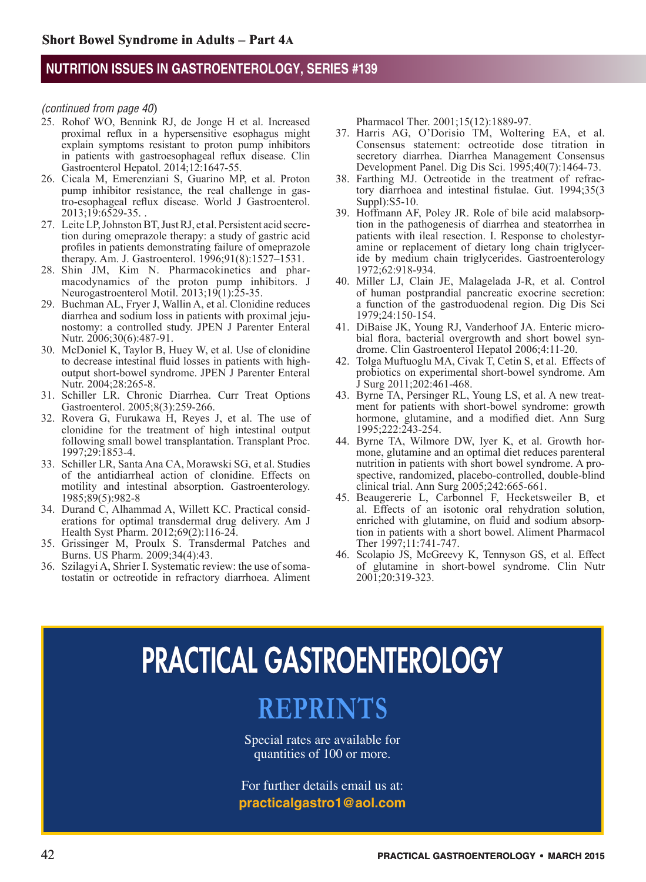*(continued from page 40)*

25. Rohof WO, Bennink RJ, de Jonge H et al. Increased proximal reflux in a hypersensitive esophagus might explain symptoms resistant to proton pump inhibitors in patients with gastroesophageal reflux disease. Clin Gastroenterol Hepatol. 2014;12:1647-55.
26. Cicala M, Emerenziani S, Guarino MP, et al. Proton pump inhibitor resistance, the real challenge in gastro-esophageal reflux disease. World J Gastroenterol. 2013;19:6529-35. .
27. Leite LP, Johnston BT, Just RJ, et al. Persistent acid secretion during omeprazole therapy: a study of gastric acid profiles in patients demonstrating failure of omeprazole therapy. Am. J. Gastroenterol. 1996;91(8):1527–1531.
28. Shin JM, Kim N. Pharmacokinetics and pharmacodynamics of the proton pump inhibitors. J Neurogastroenterol Motil. 2013;19(1):25-35.
29. Buchman AL, Fryer J, Wallin A, et al. Clonidine reduces diarrhea and sodium loss in patients with proximal jejunostomy: a controlled study. JPEN J Parenter Enteral Nutr. 2006;30(6):487-91.
30. McDoniel K, Taylor B, Huey W, et al. Use of clonidine to decrease intestinal fluid losses in patients with high-output short-bowel syndrome. JPEN J Parenter Enteral Nutr. 2004;28:265-8.
31. Schiller LR. Chronic Diarrhea. Curr Treat Options Gastroenterol. 2005;8(3):259-266.
32. Rovera G, Furukawa H, Reyes J, et al. The use of clonidine for the treatment of high intestinal output following small bowel transplantation. Transplant Proc. 1997;29:1853-4.
33. Schiller LR, Santa Ana CA, Morawski SG, et al. Studies of the antidiarrheal action of clonidine. Effects on motility and intestinal absorption. Gastroenterology. 1985;89(5):982-8
34. Durand C, Alhammad A, Willett KC. Practical considerations for optimal transdermal drug delivery. Am J Health Syst Pharm. 2012;69(2):116-24.
35. Grissinger M, Proulx S. Transdermal Patches and Burns. US Pharm. 2009;34(4):43.
36. Szilagyi A, Shrier I. Systematic review: the use of somatostatin or octreotide in refractory diarrhoea. Aliment Pharmacol Ther. 2001;15(12):1889-97.
37. Harris AG, O'Dorisio TM, Woltering EA, et al. Consensus statement: octreotide dose titration in secretory diarrhea. Diarrhea Management Consensus Development Panel. Dig Dis Sci. 1995;40(7):1464-73.
38. Farthing MJ. Octreotide in the treatment of refractory diarrhoea and intestinal fistulae. Gut. 1994;35(3 Suppl):S5-10.
39. Hoffmann AF, Poley JR. Role of bile acid malabsorption in the pathogenesis of diarrhea and steatorrhea in patients with ileal resection. I. Response to cholestyramine or replacement of dietary long chain triglyceride by medium chain triglycerides. Gastroenterology 1972;62:918-934.
40. Miller LJ, Clain JE, Malagelada J-R, et al. Control of human postprandial pancreatic exocrine secretion: a function of the gastroduodenal region. Dig Dis Sci 1979;24:150-154.
41. DiBaise JK, Young RJ, Vanderhoof JA. Enteric microbial flora, bacterial overgrowth and short bowel syndrome. Clin Gastroenterol Hepatol 2006;4:11-20.
42. Tolga Muftuoglu MA, Civak T, Cetin S, et al. Effects of probiotics on experimental short-bowel syndrome. Am J Surg 2011;202:461-468.
43. Byrne TA, Persinger RL, Young LS, et al. A new treatment for patients with short-bowel syndrome: growth hormone, glutamine, and a modified diet. Ann Surg 1995;222:243-254.
44. Byrne TA, Wilmore DW, Iyer K, et al. Growth hormone, glutamine and an optimal diet reduces parenteral nutrition in patients with short bowel syndrome. A prospective, randomized, placebo-controlled, double-blind clinical trial. Ann Surg 2005;242:665-661.
45. Beaugererie L, Carbonnel F, Hecketsweiler B, et al. Effects of an isotonic oral rehydration solution, enriched with glutamine, on fluid and sodium absorption in patients with a short bowel. Aliment Pharmacol Ther 1997;11:741-747.
46. Scolapio JS, McGreevy K, Tennyson GS, et al. Effect of glutamine in short-bowel syndrome. Clin Nutr 2001;20:319-323.

# PRACTICAL GASTROENTEROLOGY

## REPRINTS

Special rates are available for quantities of 100 or more.

For further details email us at:
**practicalgastro1@aol.com**